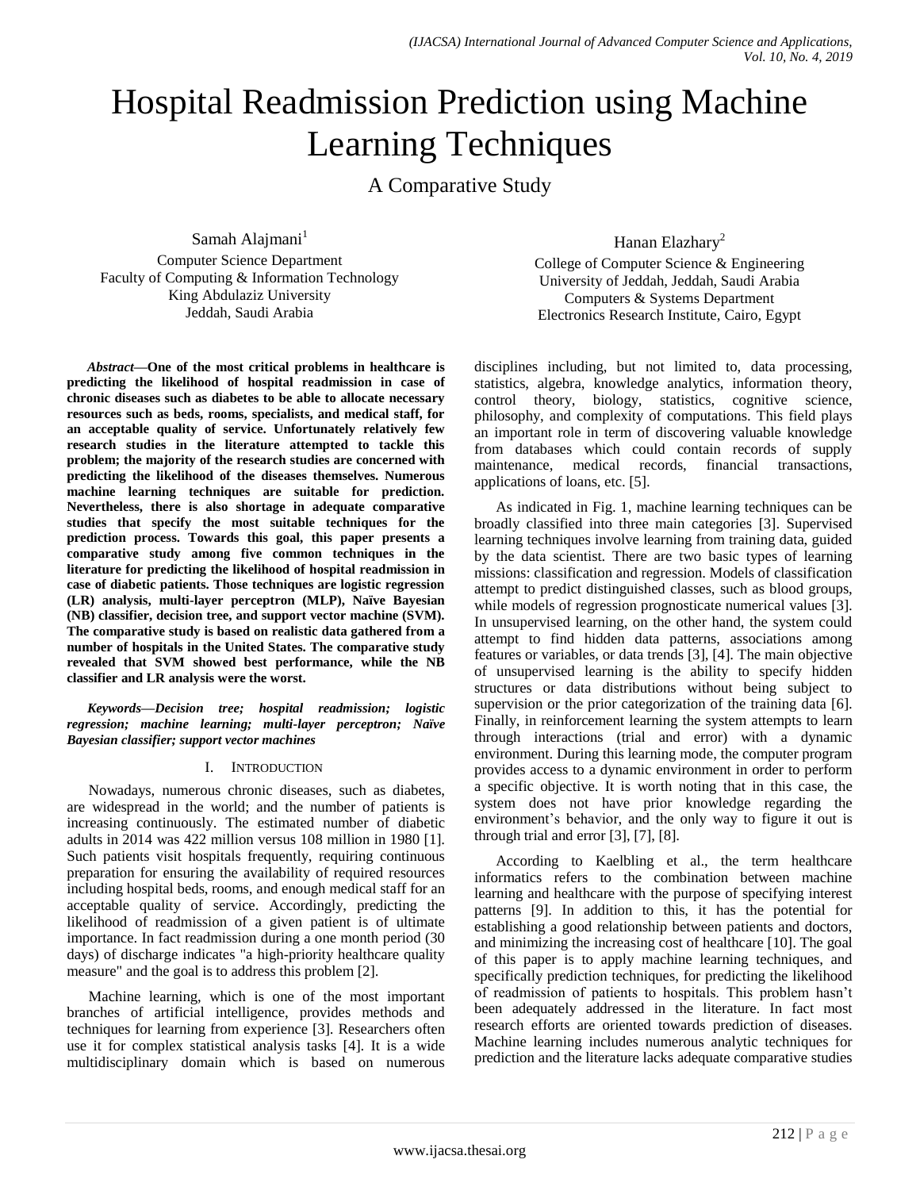# Hospital Readmission Prediction using Machine Learning Techniques

## A Comparative Study

Samah Alajmani[1]
Computer Science Department
Faculty of Computing & Information Technology
King Abdulaziz University
Jeddah, Saudi Arabia

Hanan Elazhary[2]
College of Computer Science & Engineering
University of Jeddah, Jeddah, Saudi Arabia
Computers & Systems Department
Electronics Research Institute, Cairo, Egypt

***Abstract*—One of the most critical problems in healthcare is predicting the likelihood of hospital readmission in case of chronic diseases such as diabetes to be able to allocate necessary resources such as beds, rooms, specialists, and medical staff, for an acceptable quality of service. Unfortunately relatively few research studies in the literature attempted to tackle this problem; the majority of the research studies are concerned with predicting the likelihood of the diseases themselves. Numerous machine learning techniques are suitable for prediction. Nevertheless, there is also shortage in adequate comparative studies that specify the most suitable techniques for the prediction process. Towards this goal, this paper presents a comparative study among five common techniques in the literature for predicting the likelihood of hospital readmission in case of diabetic patients. Those techniques are logistic regression (LR) analysis, multi-layer perceptron (MLP), Naïve Bayesian (NB) classifier, decision tree, and support vector machine (SVM). The comparative study is based on realistic data gathered from a number of hospitals in the United States. The comparative study revealed that SVM showed best performance, while the NB classifier and LR analysis were the worst.**

***Keywords*—*Decision tree; hospital readmission; logistic regression; machine learning; multi-layer perceptron; Naïve Bayesian classifier; support vector machines***

## I. Introduction

Nowadays, numerous chronic diseases, such as diabetes, are widespread in the world; and the number of patients is increasing continuously. The estimated number of diabetic adults in 2014 was 422 million versus 108 million in 1980 [1]. Such patients visit hospitals frequently, requiring continuous preparation for ensuring the availability of required resources including hospital beds, rooms, and enough medical staff for an acceptable quality of service. Accordingly, predicting the likelihood of readmission of a given patient is of ultimate importance. In fact readmission during a one month period (30 days) of discharge indicates "a high-priority healthcare quality measure" and the goal is to address this problem [2].

Machine learning, which is one of the most important branches of artificial intelligence, provides methods and techniques for learning from experience [3]. Researchers often use it for complex statistical analysis tasks [4]. It is a wide multidisciplinary domain which is based on numerous disciplines including, but not limited to, data processing, statistics, algebra, knowledge analytics, information theory, control theory, biology, statistics, cognitive science, philosophy, and complexity of computations. This field plays an important role in term of discovering valuable knowledge from databases which could contain records of supply maintenance, medical records, financial transactions, applications of loans, etc. [5].

As indicated in Fig. 1, machine learning techniques can be broadly classified into three main categories [3]. Supervised learning techniques involve learning from training data, guided by the data scientist. There are two basic types of learning missions: classification and regression. Models of classification attempt to predict distinguished classes, such as blood groups, while models of regression prognosticate numerical values [3]. In unsupervised learning, on the other hand, the system could attempt to find hidden data patterns, associations among features or variables, or data trends [3], [4]. The main objective of unsupervised learning is the ability to specify hidden structures or data distributions without being subject to supervision or the prior categorization of the training data [6]. Finally, in reinforcement learning the system attempts to learn through interactions (trial and error) with a dynamic environment. During this learning mode, the computer program provides access to a dynamic environment in order to perform a specific objective. It is worth noting that in this case, the system does not have prior knowledge regarding the environment's behavior, and the only way to figure it out is through trial and error [3], [7], [8].

According to Kaelbling et al., the term healthcare informatics refers to the combination between machine learning and healthcare with the purpose of specifying interest patterns [9]. In addition to this, it has the potential for establishing a good relationship between patients and doctors, and minimizing the increasing cost of healthcare [10]. The goal of this paper is to apply machine learning techniques, and specifically prediction techniques, for predicting the likelihood of readmission of patients to hospitals. This problem hasn't been adequately addressed in the literature. In fact most research efforts are oriented towards prediction of diseases. Machine learning includes numerous analytic techniques for prediction and the literature lacks adequate comparative studies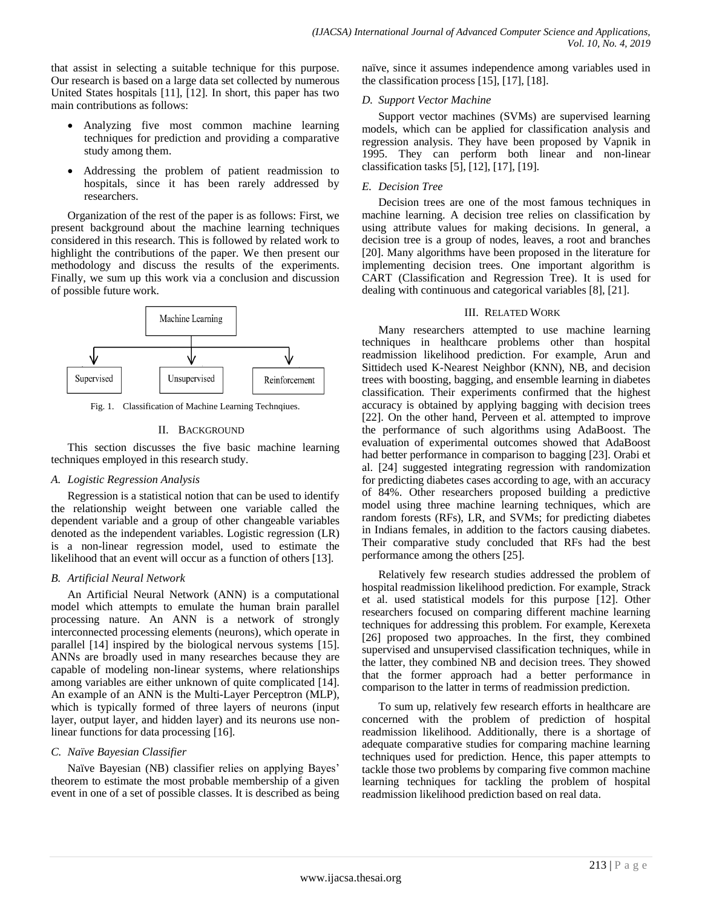that assist in selecting a suitable technique for this purpose. Our research is based on a large data set collected by numerous United States hospitals [11], [12]. In short, this paper has two main contributions as follows:

- Analyzing five most common machine learning techniques for prediction and providing a comparative study among them.
- Addressing the problem of patient readmission to hospitals, since it has been rarely addressed by researchers.

Organization of the rest of the paper is as follows: First, we present background about the machine learning techniques considered in this research. This is followed by related work to highlight the contributions of the paper. We then present our methodology and discuss the results of the experiments. Finally, we sum up this work via a conclusion and discussion of possible future work.

Machine Learning

Supervised | Unsupervised | Reinforcement

Fig. 1. Classification of Machine Learning Technqiues.

## II. Background

This section discusses the five basic machine learning techniques employed in this research study.

### *A. Logistic Regression Analysis*

Regression is a statistical notion that can be used to identify the relationship weight between one variable called the dependent variable and a group of other changeable variables denoted as the independent variables. Logistic regression (LR) is a non-linear regression model, used to estimate the likelihood that an event will occur as a function of others [13].

### *B. Artificial Neural Network*

An Artificial Neural Network (ANN) is a computational model which attempts to emulate the human brain parallel processing nature. An ANN is a network of strongly interconnected processing elements (neurons), which operate in parallel [14] inspired by the biological nervous systems [15]. ANNs are broadly used in many researches because they are capable of modeling non-linear systems, where relationships among variables are either unknown of quite complicated [14]. An example of an ANN is the Multi-Layer Perceptron (MLP), which is typically formed of three layers of neurons (input layer, output layer, and hidden layer) and its neurons use non-linear functions for data processing [16].

### *C. Naïve Bayesian Classifier*

Naïve Bayesian (NB) classifier relies on applying Bayes' theorem to estimate the most probable membership of a given event in one of a set of possible classes. It is described as being naïve, since it assumes independence among variables used in the classification process [15], [17], [18].

### *D. Support Vector Machine*

Support vector machines (SVMs) are supervised learning models, which can be applied for classification analysis and regression analysis. They have been proposed by Vapnik in 1995. They can perform both linear and non-linear classification tasks [5], [12], [17], [19].

### *E. Decision Tree*

Decision trees are one of the most famous techniques in machine learning. A decision tree relies on classification by using attribute values for making decisions. In general, a decision tree is a group of nodes, leaves, a root and branches [20]. Many algorithms have been proposed in the literature for implementing decision trees. One important algorithm is CART (Classification and Regression Tree). It is used for dealing with continuous and categorical variables [8], [21].

## III. Related Work

Many researchers attempted to use machine learning techniques in healthcare problems other than hospital readmission likelihood prediction. For example, Arun and Sittidech used K-Nearest Neighbor (KNN), NB, and decision trees with boosting, bagging, and ensemble learning in diabetes classification. Their experiments confirmed that the highest accuracy is obtained by applying bagging with decision trees [22]. On the other hand, Perveen et al. attempted to improve the performance of such algorithms using AdaBoost. The evaluation of experimental outcomes showed that AdaBoost had better performance in comparison to bagging [23]. Orabi et al. [24] suggested integrating regression with randomization for predicting diabetes cases according to age, with an accuracy of 84%. Other researchers proposed building a predictive model using three machine learning techniques, which are random forests (RFs), LR, and SVMs; for predicting diabetes in Indians females, in addition to the factors causing diabetes. Their comparative study concluded that RFs had the best performance among the others [25].

Relatively few research studies addressed the problem of hospital readmission likelihood prediction. For example, Strack et al. used statistical models for this purpose [12]. Other researchers focused on comparing different machine learning techniques for addressing this problem. For example, Kerexeta [26] proposed two approaches. In the first, they combined supervised and unsupervised classification techniques, while in the latter, they combined NB and decision trees. They showed that the former approach had a better performance in comparison to the latter in terms of readmission prediction.

To sum up, relatively few research efforts in healthcare are concerned with the problem of prediction of hospital readmission likelihood. Additionally, there is a shortage of adequate comparative studies for comparing machine learning techniques used for prediction. Hence, this paper attempts to tackle those two problems by comparing five common machine learning techniques for tackling the problem of hospital readmission likelihood prediction based on real data.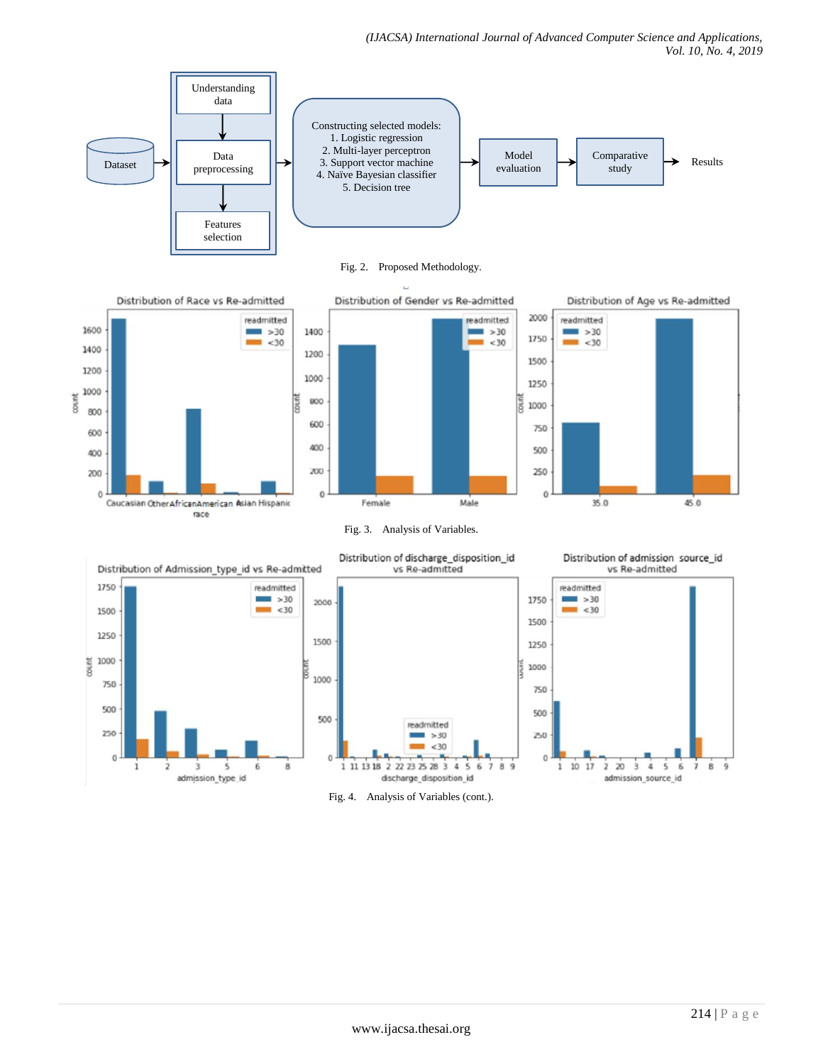Fig. 2. Proposed Methodology.

Fig. 3. Analysis of Variables.

Fig. 4. Analysis of Variables (cont.).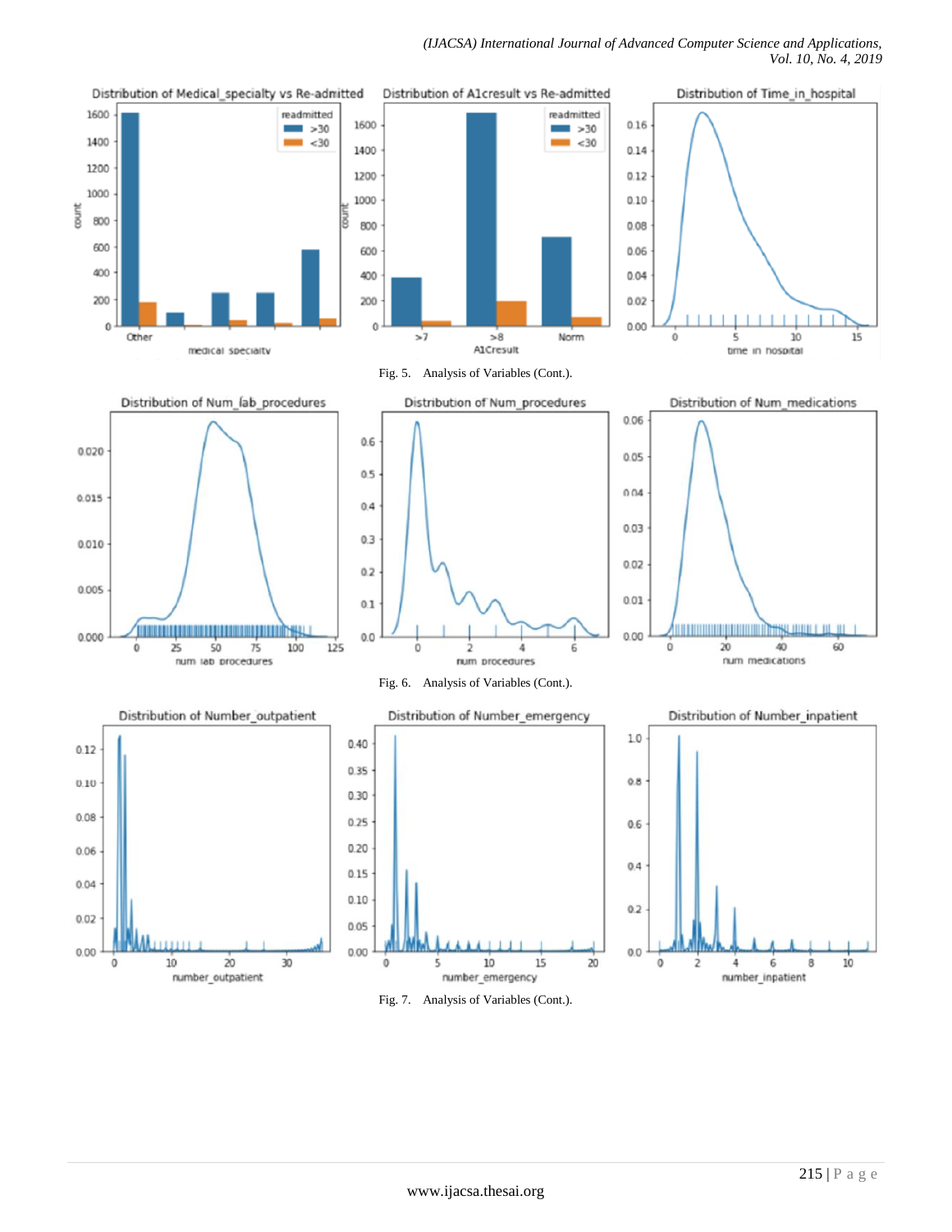Fig. 5. Analysis of Variables (Cont.).

Fig. 6. Analysis of Variables (Cont.).

Fig. 7. Analysis of Variables (Cont.).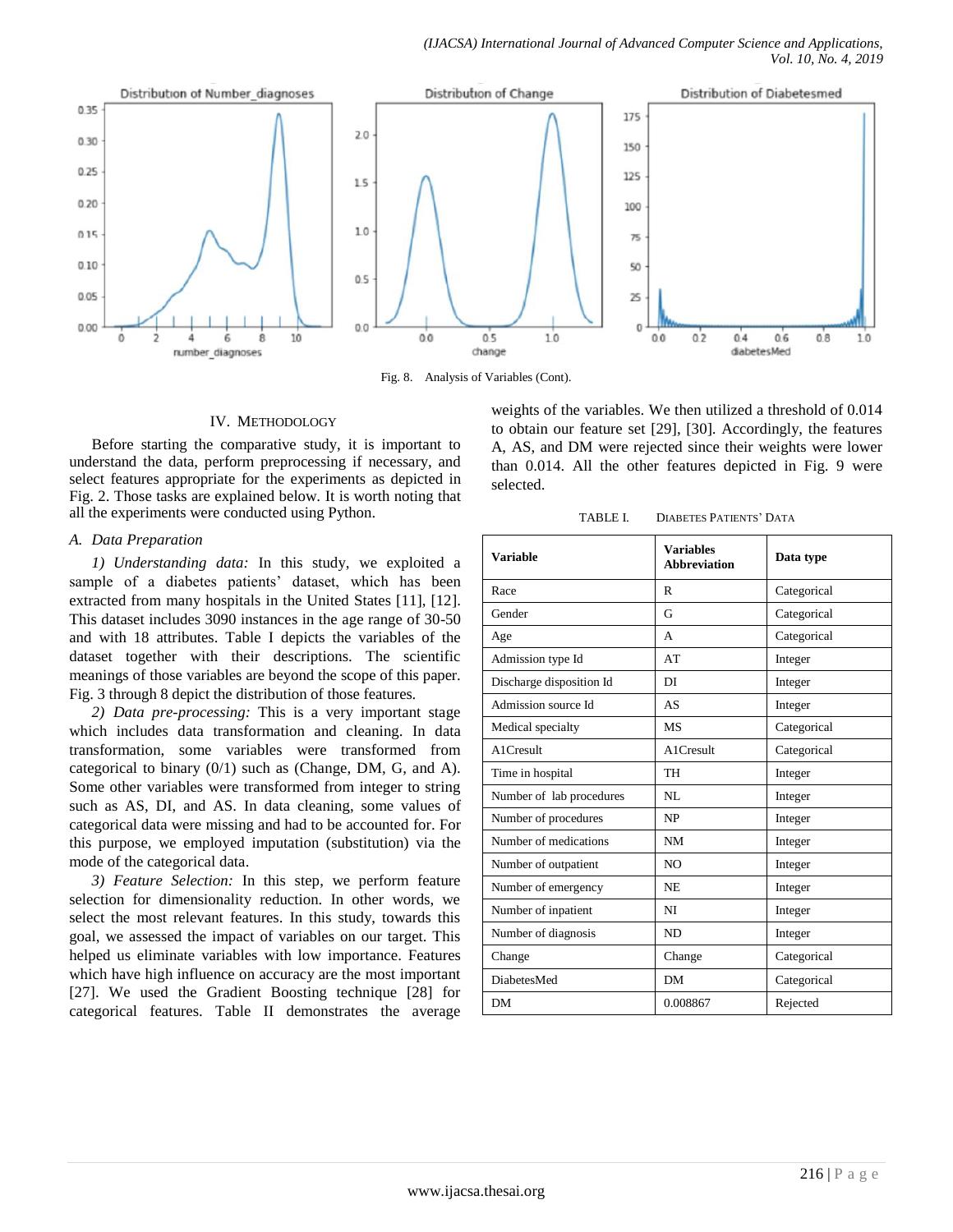Fig. 8. Analysis of Variables (Cont).

## IV. Methodology

Before starting the comparative study, it is important to understand the data, perform preprocessing if necessary, and select features appropriate for the experiments as depicted in Fig. 2. Those tasks are explained below. It is worth noting that all the experiments were conducted using Python.

### *A. Data Preparation*

*1) Understanding data:* In this study, we exploited a sample of a diabetes patients' dataset, which has been extracted from many hospitals in the United States [11], [12]. This dataset includes 3090 instances in the age range of 30-50 and with 18 attributes. Table I depicts the variables of the dataset together with their descriptions. The scientific meanings of those variables are beyond the scope of this paper. Fig. 3 through 8 depict the distribution of those features.

*2) Data pre-processing:* This is a very important stage which includes data transformation and cleaning. In data transformation, some variables were transformed from categorical to binary (0/1) such as (Change, DM, G, and A). Some other variables were transformed from integer to string such as AS, DI, and AS. In data cleaning, some values of categorical data were missing and had to be accounted for. For this purpose, we employed imputation (substitution) via the mode of the categorical data.

*3) Feature Selection:* In this step, we perform feature selection for dimensionality reduction. In other words, we select the most relevant features. In this study, towards this goal, we assessed the impact of variables on our target. This helped us eliminate variables with low importance. Features which have high influence on accuracy are the most important [27]. We used the Gradient Boosting technique [28] for categorical features. Table II demonstrates the average weights of the variables. We then utilized a threshold of 0.014 to obtain our feature set [29], [30]. Accordingly, the features A, AS, and DM were rejected since their weights were lower than 0.014. All the other features depicted in Fig. 9 were selected.

TABLE I. DIABETES PATIENTS' DATA

| Variable | Variables Abbreviation | Data type |
|---|---|---|
| Race | R | Categorical |
| Gender | G | Categorical |
| Age | A | Categorical |
| Admission type Id | AT | Integer |
| Discharge disposition Id | DI | Integer |
| Admission source Id | AS | Integer |
| Medical specialty | MS | Categorical |
| A1Cresult | A1Cresult | Categorical |
| Time in hospital | TH | Integer |
| Number of lab procedures | NL | Integer |
| Number of procedures | NP | Integer |
| Number of medications | NM | Integer |
| Number of outpatient | NO | Integer |
| Number of emergency | NE | Integer |
| Number of inpatient | NI | Integer |
| Number of diagnosis | ND | Integer |
| Change | Change | Categorical |
| DiabetesMed | DM | Categorical |
| DM | 0.008867 | Rejected |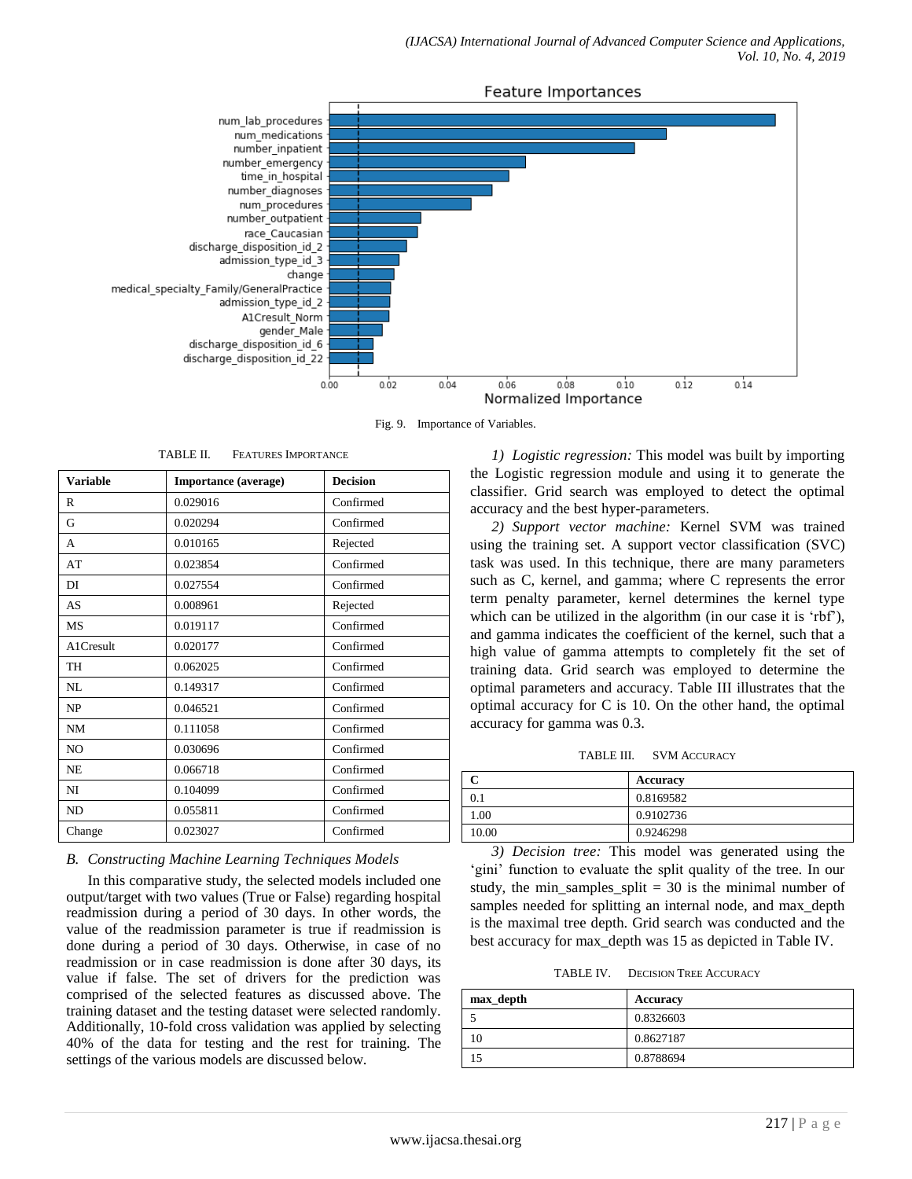Fig. 9. Importance of Variables.

TABLE II. FEATURES IMPORTANCE

| Variable | Importance (average) | Decision |
|---|---|---|
| R | 0.029016 | Confirmed |
| G | 0.020294 | Confirmed |
| A | 0.010165 | Rejected |
| AT | 0.023854 | Confirmed |
| DI | 0.027554 | Confirmed |
| AS | 0.008961 | Rejected |
| MS | 0.019117 | Confirmed |
| A1Cresult | 0.020177 | Confirmed |
| TH | 0.062025 | Confirmed |
| NL | 0.149317 | Confirmed |
| NP | 0.046521 | Confirmed |
| NM | 0.111058 | Confirmed |
| NO | 0.030696 | Confirmed |
| NE | 0.066718 | Confirmed |
| NI | 0.104099 | Confirmed |
| ND | 0.055811 | Confirmed |
| Change | 0.023027 | Confirmed |

### B. Constructing Machine Learning Techniques Models

In this comparative study, the selected models included one output/target with two values (True or False) regarding hospital readmission during a period of 30 days. In other words, the value of the readmission parameter is true if readmission is done during a period of 30 days. Otherwise, in case of no readmission or in case readmission is done after 30 days, its value if false. The set of drivers for the prediction was comprised of the selected features as discussed above. The training dataset and the testing dataset were selected randomly. Additionally, 10-fold cross validation was applied by selecting 40% of the data for testing and the rest for training. The settings of the various models are discussed below.

*1) Logistic regression:* This model was built by importing the Logistic regression module and using it to generate the classifier. Grid search was employed to detect the optimal accuracy and the best hyper-parameters.

*2) Support vector machine:* Kernel SVM was trained using the training set. A support vector classification (SVC) task was used. In this technique, there are many parameters such as C, kernel, and gamma; where C represents the error term penalty parameter, kernel determines the kernel type which can be utilized in the algorithm (in our case it is 'rbf'), and gamma indicates the coefficient of the kernel, such that a high value of gamma attempts to completely fit the set of training data. Grid search was employed to determine the optimal parameters and accuracy. Table III illustrates that the optimal accuracy for C is 10. On the other hand, the optimal accuracy for gamma was 0.3.

TABLE III. SVM ACCURACY

| C | Accuracy |
|---|---|
| 0.1 | 0.8169582 |
| 1.00 | 0.9102736 |
| 10.00 | 0.9246298 |

*3) Decision tree:* This model was generated using the 'gini' function to evaluate the split quality of the tree. In our study, the min_samples_split = 30 is the minimal number of samples needed for splitting an internal node, and max_depth is the maximal tree depth. Grid search was conducted and the best accuracy for max_depth was 15 as depicted in Table IV.

TABLE IV. DECISION TREE ACCURACY

| max_depth | Accuracy |
|---|---|
| 5 | 0.8326603 |
| 10 | 0.8627187 |
| 15 | 0.8788694 |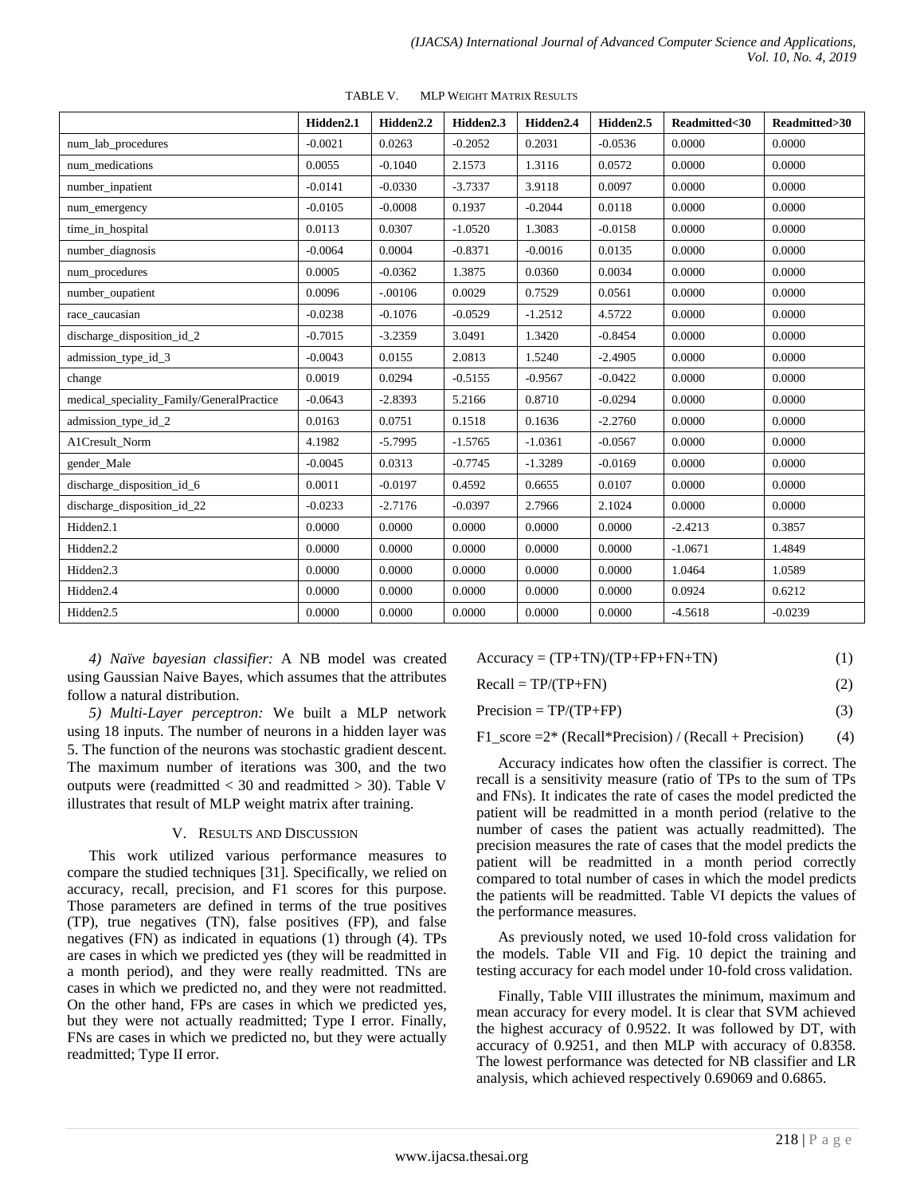TABLE V. MLP WEIGHT MATRIX RESULTS

| | Hidden2.1 | Hidden2.2 | Hidden2.3 | Hidden2.4 | Hidden2.5 | Readmitted<30 | Readmitted>30 |
|---|---|---|---|---|---|---|---|
| num_lab_procedures | -0.0021 | 0.0263 | -0.2052 | 0.2031 | -0.0536 | 0.0000 | 0.0000 |
| num_medications | 0.0055 | -0.1040 | 2.1573 | 1.3116 | 0.0572 | 0.0000 | 0.0000 |
| number_inpatient | -0.0141 | -0.0330 | -3.7337 | 3.9118 | 0.0097 | 0.0000 | 0.0000 |
| num_emergency | -0.0105 | -0.0008 | 0.1937 | -0.2044 | 0.0118 | 0.0000 | 0.0000 |
| time_in_hospital | 0.0113 | 0.0307 | -1.0520 | 1.3083 | -0.0158 | 0.0000 | 0.0000 |
| number_diagnosis | -0.0064 | 0.0004 | -0.8371 | -0.0016 | 0.0135 | 0.0000 | 0.0000 |
| num_procedures | 0.0005 | -0.0362 | 1.3875 | 0.0360 | 0.0034 | 0.0000 | 0.0000 |
| number_oupatient | 0.0096 | -.00106 | 0.0029 | 0.7529 | 0.0561 | 0.0000 | 0.0000 |
| race_caucasian | -0.0238 | -0.1076 | -0.0529 | -1.2512 | 4.5722 | 0.0000 | 0.0000 |
| discharge_disposition_id_2 | -0.7015 | -3.2359 | 3.0491 | 1.3420 | -0.8454 | 0.0000 | 0.0000 |
| admission_type_id_3 | -0.0043 | 0.0155 | 2.0813 | 1.5240 | -2.4905 | 0.0000 | 0.0000 |
| change | 0.0019 | 0.0294 | -0.5155 | -0.9567 | -0.0422 | 0.0000 | 0.0000 |
| medical_speciality_Family/GeneralPractice | -0.0643 | -2.8393 | 5.2166 | 0.8710 | -0.0294 | 0.0000 | 0.0000 |
| admission_type_id_2 | 0.0163 | 0.0751 | 0.1518 | 0.1636 | -2.2760 | 0.0000 | 0.0000 |
| A1Cresult_Norm | 4.1982 | -5.7995 | -1.5765 | -1.0361 | -0.0567 | 0.0000 | 0.0000 |
| gender_Male | -0.0045 | 0.0313 | -0.7745 | -1.3289 | -0.0169 | 0.0000 | 0.0000 |
| discharge_disposition_id_6 | 0.0011 | -0.0197 | 0.4592 | 0.6655 | 0.0107 | 0.0000 | 0.0000 |
| discharge_disposition_id_22 | -0.0233 | -2.7176 | -0.0397 | 2.7966 | 2.1024 | 0.0000 | 0.0000 |
| Hidden2.1 | 0.0000 | 0.0000 | 0.0000 | 0.0000 | 0.0000 | -2.4213 | 0.3857 |
| Hidden2.2 | 0.0000 | 0.0000 | 0.0000 | 0.0000 | 0.0000 | -1.0671 | 1.4849 |
| Hidden2.3 | 0.0000 | 0.0000 | 0.0000 | 0.0000 | 0.0000 | 1.0464 | 1.0589 |
| Hidden2.4 | 0.0000 | 0.0000 | 0.0000 | 0.0000 | 0.0000 | 0.0924 | 0.6212 |
| Hidden2.5 | 0.0000 | 0.0000 | 0.0000 | 0.0000 | 0.0000 | -4.5618 | -0.0239 |

*4) Naïve bayesian classifier:* A NB model was created using Gaussian Naive Bayes, which assumes that the attributes follow a natural distribution.

*5) Multi-Layer perceptron:* We built a MLP network using 18 inputs. The number of neurons in a hidden layer was 5. The function of the neurons was stochastic gradient descent. The maximum number of iterations was 300, and the two outputs were (readmitted < 30 and readmitted > 30). Table V illustrates that result of MLP weight matrix after training.

## V. Results and Discussion

This work utilized various performance measures to compare the studied techniques [31]. Specifically, we relied on accuracy, recall, precision, and F1 scores for this purpose. Those parameters are defined in terms of the true positives (TP), true negatives (TN), false positives (FP), and false negatives (FN) as indicated in equations (1) through (4). TPs are cases in which we predicted yes (they will be readmitted in a month period), and they were really readmitted. TNs are cases in which we predicted no, and they were not readmitted. On the other hand, FPs are cases in which we predicted yes, but they were not actually readmitted; Type I error. Finally, FNs are cases in which we predicted no, but they were actually readmitted; Type II error.

$$\text{Accuracy} = (TP+TN)/(TP+FP+FN+TN) \quad (1)$$

$$\text{Recall} = TP/(TP+FN) \quad (2)$$

$$\text{Precision} = TP/(TP+FP) \quad (3)$$

$$\text{F1\_score} = 2*(\text{Recall}*\text{Precision}) / (\text{Recall} + \text{Precision}) \quad (4)$$

Accuracy indicates how often the classifier is correct. The recall is a sensitivity measure (ratio of TPs to the sum of TPs and FNs). It indicates the rate of cases the model predicted the patient will be readmitted in a month period (relative to the number of cases the patient was actually readmitted). The precision measures the rate of cases that the model predicts the patient will be readmitted in a month period correctly compared to total number of cases in which the model predicts the patients will be readmitted. Table VI depicts the values of the performance measures.

As previously noted, we used 10-fold cross validation for the models. Table VII and Fig. 10 depict the training and testing accuracy for each model under 10-fold cross validation.

Finally, Table VIII illustrates the minimum, maximum and mean accuracy for every model. It is clear that SVM achieved the highest accuracy of 0.9522. It was followed by DT, with accuracy of 0.9251, and then MLP with accuracy of 0.8358. The lowest performance was detected for NB classifier and LR analysis, which achieved respectively 0.69069 and 0.6865.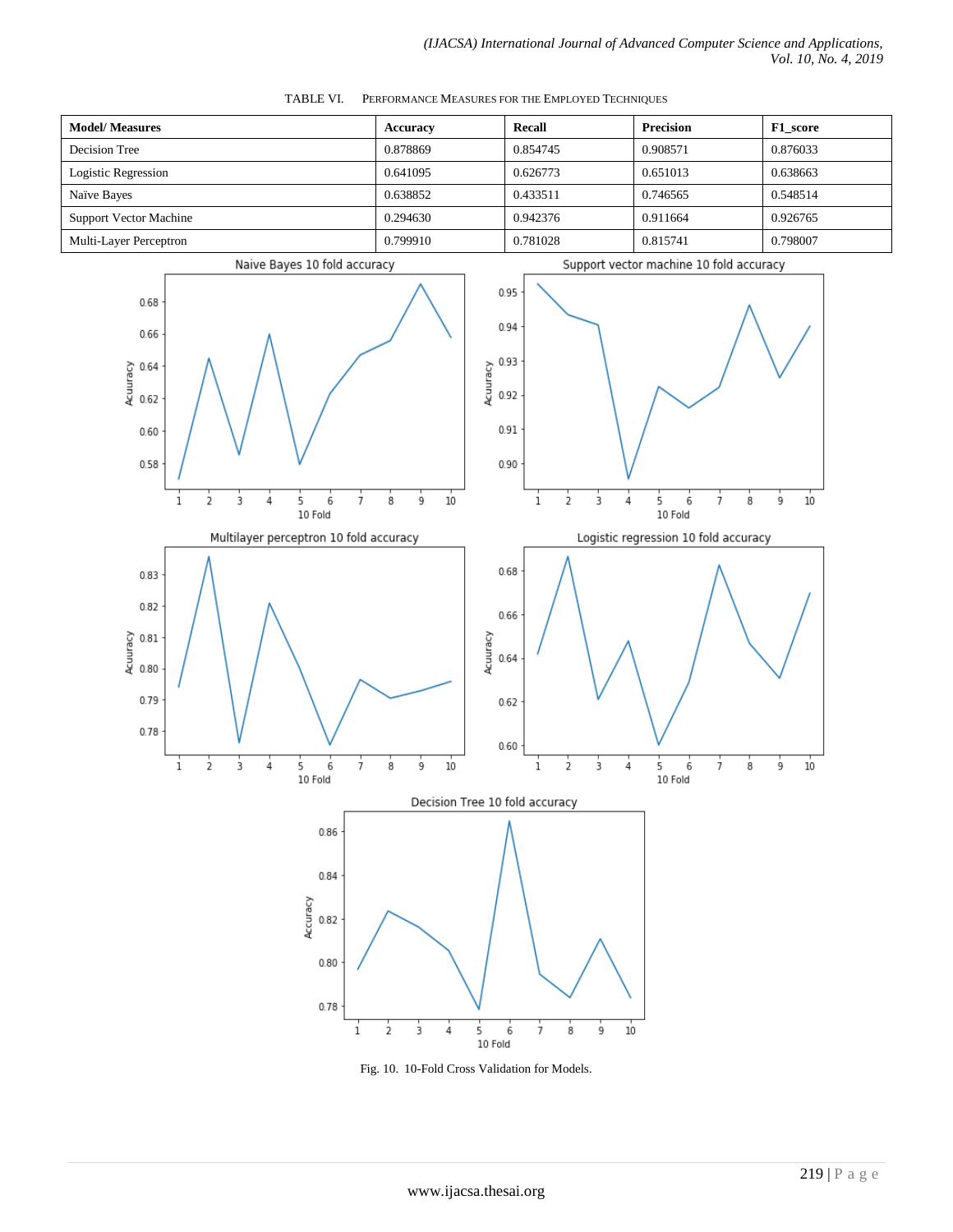TABLE VI. PERFORMANCE MEASURES FOR THE EMPLOYED TECHNIQUES

| Model/ Measures | Accuracy | Recall | Precision | F1_score |
|---|---|---|---|---|
| Decision Tree | 0.878869 | 0.854745 | 0.908571 | 0.876033 |
| Logistic Regression | 0.641095 | 0.626773 | 0.651013 | 0.638663 |
| Naïve Bayes | 0.638852 | 0.433511 | 0.746565 | 0.548514 |
| Support Vector Machine | 0.294630 | 0.942376 | 0.911664 | 0.926765 |
| Multi-Layer Perceptron | 0.799910 | 0.781028 | 0.815741 | 0.798007 |

Fig. 10. 10-Fold Cross Validation for Models.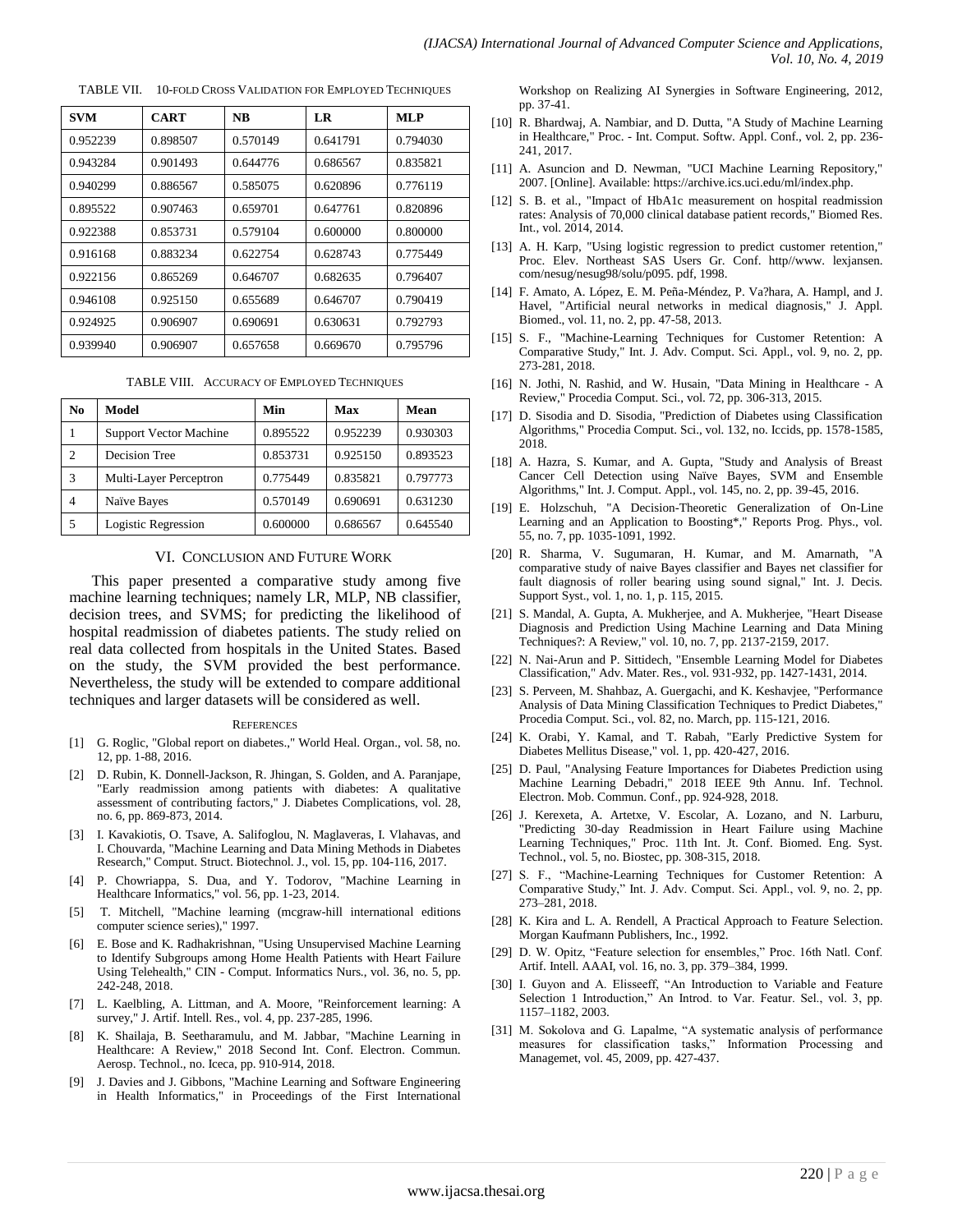TABLE VII. 10-FOLD CROSS VALIDATION FOR EMPLOYED TECHNIQUES

| SVM | CART | NB | LR | MLP |
|---|---|---|---|---|
| 0.952239 | 0.898507 | 0.570149 | 0.641791 | 0.794030 |
| 0.943284 | 0.901493 | 0.644776 | 0.686567 | 0.835821 |
| 0.940299 | 0.886567 | 0.585075 | 0.620896 | 0.776119 |
| 0.895522 | 0.907463 | 0.659701 | 0.647761 | 0.820896 |
| 0.922388 | 0.853731 | 0.579104 | 0.600000 | 0.800000 |
| 0.916168 | 0.883234 | 0.622754 | 0.628743 | 0.775449 |
| 0.922156 | 0.865269 | 0.646707 | 0.682635 | 0.796407 |
| 0.946108 | 0.925150 | 0.655689 | 0.646707 | 0.790419 |
| 0.924925 | 0.906907 | 0.690691 | 0.630631 | 0.792793 |
| 0.939940 | 0.906907 | 0.657658 | 0.669670 | 0.795796 |

TABLE VIII. ACCURACY OF EMPLOYED TECHNIQUES

| No | Model | Min | Max | Mean |
|---|---|---|---|---|
| 1 | Support Vector Machine | 0.895522 | 0.952239 | 0.930303 |
| 2 | Decision Tree | 0.853731 | 0.925150 | 0.893523 |
| 3 | Multi-Layer Perceptron | 0.775449 | 0.835821 | 0.797773 |
| 4 | Naïve Bayes | 0.570149 | 0.690691 | 0.631230 |
| 5 | Logistic Regression | 0.600000 | 0.686567 | 0.645540 |

## VI. CONCLUSION AND FUTURE WORK

This paper presented a comparative study among five machine learning techniques; namely LR, MLP, NB classifier, decision trees, and SVMS; for predicting the likelihood of hospital readmission of diabetes patients. The study relied on real data collected from hospitals in the United States. Based on the study, the SVM provided the best performance. Nevertheless, the study will be extended to compare additional techniques and larger datasets will be considered as well.

## REFERENCES

[1] G. Roglic, "Global report on diabetes.," World Heal. Organ., vol. 58, no. 12, pp. 1-88, 2016.

[2] D. Rubin, K. Donnell-Jackson, R. Jhingan, S. Golden, and A. Paranjape, "Early readmission among patients with diabetes: A qualitative assessment of contributing factors," J. Diabetes Complications, vol. 28, no. 6, pp. 869-873, 2014.

[3] I. Kavakiotis, O. Tsave, A. Salifoglou, N. Maglaveras, I. Vlahavas, and I. Chouvarda, "Machine Learning and Data Mining Methods in Diabetes Research," Comput. Struct. Biotechnol. J., vol. 15, pp. 104-116, 2017.

[4] P. Chowriappa, S. Dua, and Y. Todorov, "Machine Learning in Healthcare Informatics," vol. 56, pp. 1-23, 2014.

[5] T. Mitchell, "Machine learning (mcgraw-hill international editions computer science series)," 1997.

[6] E. Bose and K. Radhakrishnan, "Using Unsupervised Machine Learning to Identify Subgroups among Home Health Patients with Heart Failure Using Telehealth," CIN - Comput. Informatics Nurs., vol. 36, no. 5, pp. 242-248, 2018.

[7] L. Kaelbling, A. Littman, and A. Moore, "Reinforcement learning: A survey," J. Artif. Intell. Res., vol. 4, pp. 237-285, 1996.

[8] K. Shailaja, B. Seetharamulu, and M. Jabbar, "Machine Learning in Healthcare: A Review," 2018 Second Int. Conf. Electron. Commun. Aerosp. Technol., no. Iceca, pp. 910-914, 2018.

[9] J. Davies and J. Gibbons, "Machine Learning and Software Engineering in Health Informatics," in Proceedings of the First International Workshop on Realizing AI Synergies in Software Engineering, 2012, pp. 37-41.

[10] R. Bhardwaj, A. Nambiar, and D. Dutta, "A Study of Machine Learning in Healthcare," Proc. - Int. Comput. Softw. Appl. Conf., vol. 2, pp. 236-241, 2017.

[11] A. Asuncion and D. Newman, "UCI Machine Learning Repository," 2007. [Online]. Available: https://archive.ics.uci.edu/ml/index.php.

[12] S. B. et al., "Impact of HbA1c measurement on hospital readmission rates: Analysis of 70,000 clinical database patient records," Biomed Res. Int., vol. 2014, 2014.

[13] A. H. Karp, "Using logistic regression to predict customer retention," Proc. Elev. Northeast SAS Users Gr. Conf. http//www. lexjansen. com/nesug/nesug98/solu/p095. pdf, 1998.

[14] F. Amato, A. López, E. M. Peña-Méndez, P. Va?hara, A. Hampl, and J. Havel, "Artificial neural networks in medical diagnosis," J. Appl. Biomed., vol. 11, no. 2, pp. 47-58, 2013.

[15] S. F., "Machine-Learning Techniques for Customer Retention: A Comparative Study," Int. J. Adv. Comput. Sci. Appl., vol. 9, no. 2, pp. 273-281, 2018.

[16] N. Jothi, N. Rashid, and W. Husain, "Data Mining in Healthcare - A Review," Procedia Comput. Sci., vol. 72, pp. 306-313, 2015.

[17] D. Sisodia and D. Sisodia, "Prediction of Diabetes using Classification Algorithms," Procedia Comput. Sci., vol. 132, no. Iccids, pp. 1578-1585, 2018.

[18] A. Hazra, S. Kumar, and A. Gupta, "Study and Analysis of Breast Cancer Cell Detection using Naïve Bayes, SVM and Ensemble Algorithms," Int. J. Comput. Appl., vol. 145, no. 2, pp. 39-45, 2016.

[19] E. Holzschuh, "A Decision-Theoretic Generalization of On-Line Learning and an Application to Boosting*," Reports Prog. Phys., vol. 55, no. 7, pp. 1035-1091, 1992.

[20] R. Sharma, V. Sugumaran, H. Kumar, and M. Amarnath, "A comparative study of naive Bayes classifier and Bayes net classifier for fault diagnosis of roller bearing using sound signal," Int. J. Decis. Support Syst., vol. 1, no. 1, p. 115, 2015.

[21] S. Mandal, A. Gupta, A. Mukherjee, and A. Mukherjee, "Heart Disease Diagnosis and Prediction Using Machine Learning and Data Mining Techniques?: A Review," vol. 10, no. 7, pp. 2137-2159, 2017.

[22] N. Nai-Arun and P. Sittidech, "Ensemble Learning Model for Diabetes Classification," Adv. Mater. Res., vol. 931-932, pp. 1427-1431, 2014.

[23] S. Perveen, M. Shahbaz, A. Guergachi, and K. Keshavjee, "Performance Analysis of Data Mining Classification Techniques to Predict Diabetes," Procedia Comput. Sci., vol. 82, no. March, pp. 115-121, 2016.

[24] K. Orabi, Y. Kamal, and T. Rabah, "Early Predictive System for Diabetes Mellitus Disease," vol. 1, pp. 420-427, 2016.

[25] D. Paul, "Analysing Feature Importances for Diabetes Prediction using Machine Learning Debadri," 2018 IEEE 9th Annu. Inf. Technol. Electron. Mob. Commun. Conf., pp. 924-928, 2018.

[26] J. Kerexeta, A. Artetxe, V. Escolar, A. Lozano, and N. Larburu, "Predicting 30-day Readmission in Heart Failure using Machine Learning Techniques," Proc. 11th Int. Jt. Conf. Biomed. Eng. Syst. Technol., vol. 5, no. Biostec, pp. 308-315, 2018.

[27] S. F., "Machine-Learning Techniques for Customer Retention: A Comparative Study," Int. J. Adv. Comput. Sci. Appl., vol. 9, no. 2, pp. 273–281, 2018.

[28] K. Kira and L. A. Rendell, A Practical Approach to Feature Selection. Morgan Kaufmann Publishers, Inc., 1992.

[29] D. W. Opitz, "Feature selection for ensembles," Proc. 16th Natl. Conf. Artif. Intell. AAAI, vol. 16, no. 3, pp. 379–384, 1999.

[30] I. Guyon and A. Elisseeff, "An Introduction to Variable and Feature Selection 1 Introduction," An Introd. to Var. Featur. Sel., vol. 3, pp. 1157–1182, 2003.

[31] M. Sokolova and G. Lapalme, "A systematic analysis of performance measures for classification tasks," Information Processing and Managemet, vol. 45, 2009, pp. 427-437.